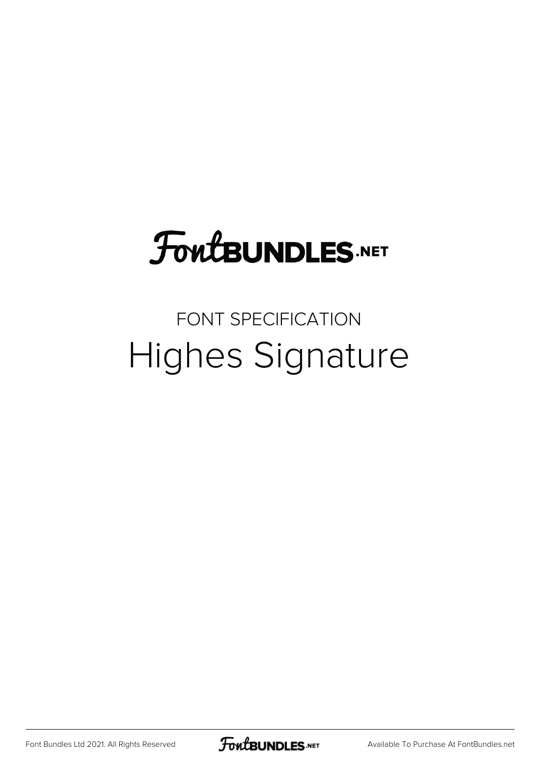FontBUNDLES.NET

FONT SPECIFICATION

# Highes Signature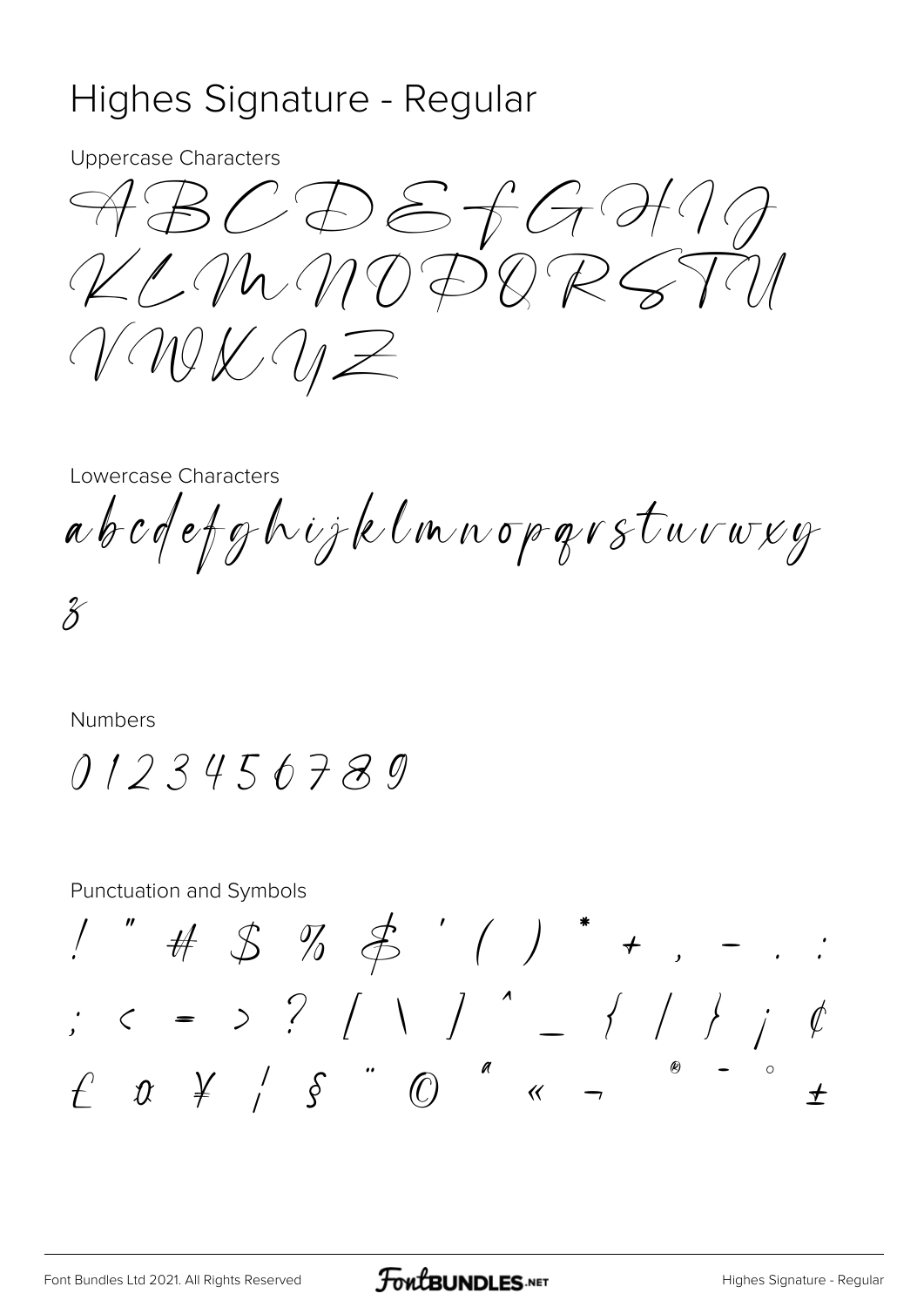# Highes Signature - Regular

Uppercase Characters

ABCDEFGHIJ
KLMNOPQRSTU
VWXYZ

Lowercase Characters

abcdefghijklmnopqrstuvwxy
z

Numbers

0123456789

Punctuation and Symbols

! " # $ % & ' ( ) * + , - . :
; < = > ? [ \ ] ^ _ { | } ¡ ¢
£ ¤ ¥ ¦ § ¨ © ª « ¬ ® ¯ ° ±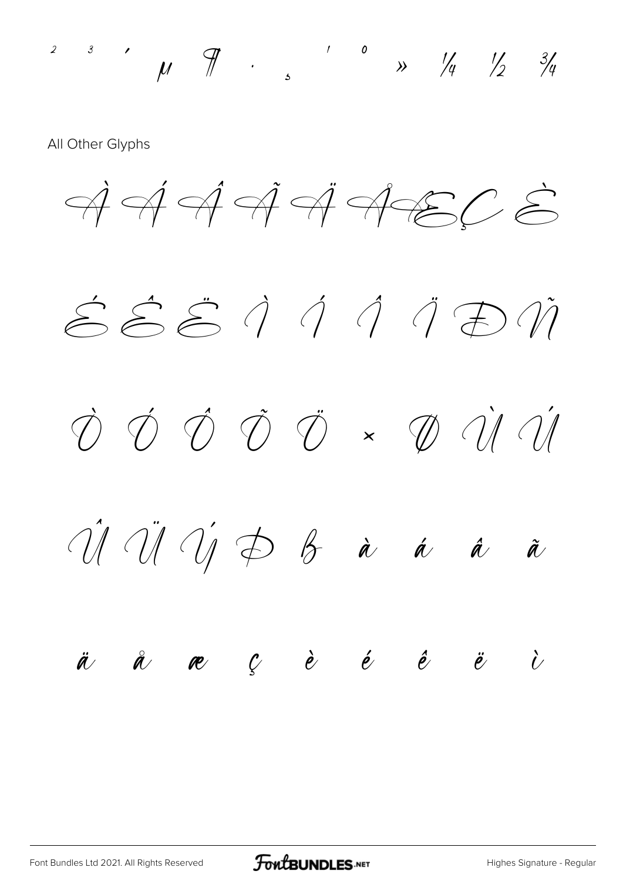² ³ ´ µ ¶ · ¸ ¹ º » ¼ ½ ¾

All Other Glyphs

À Á Â Ã Ä Å Æ Ç È

É Ê Ë Ì Í Î Ï Ð Ñ

Ò Ó Ô Õ Ö × Ø Ù Ú

Û Ü Ý Þ ß à á â ã

ä å æ ç è é ê ë ì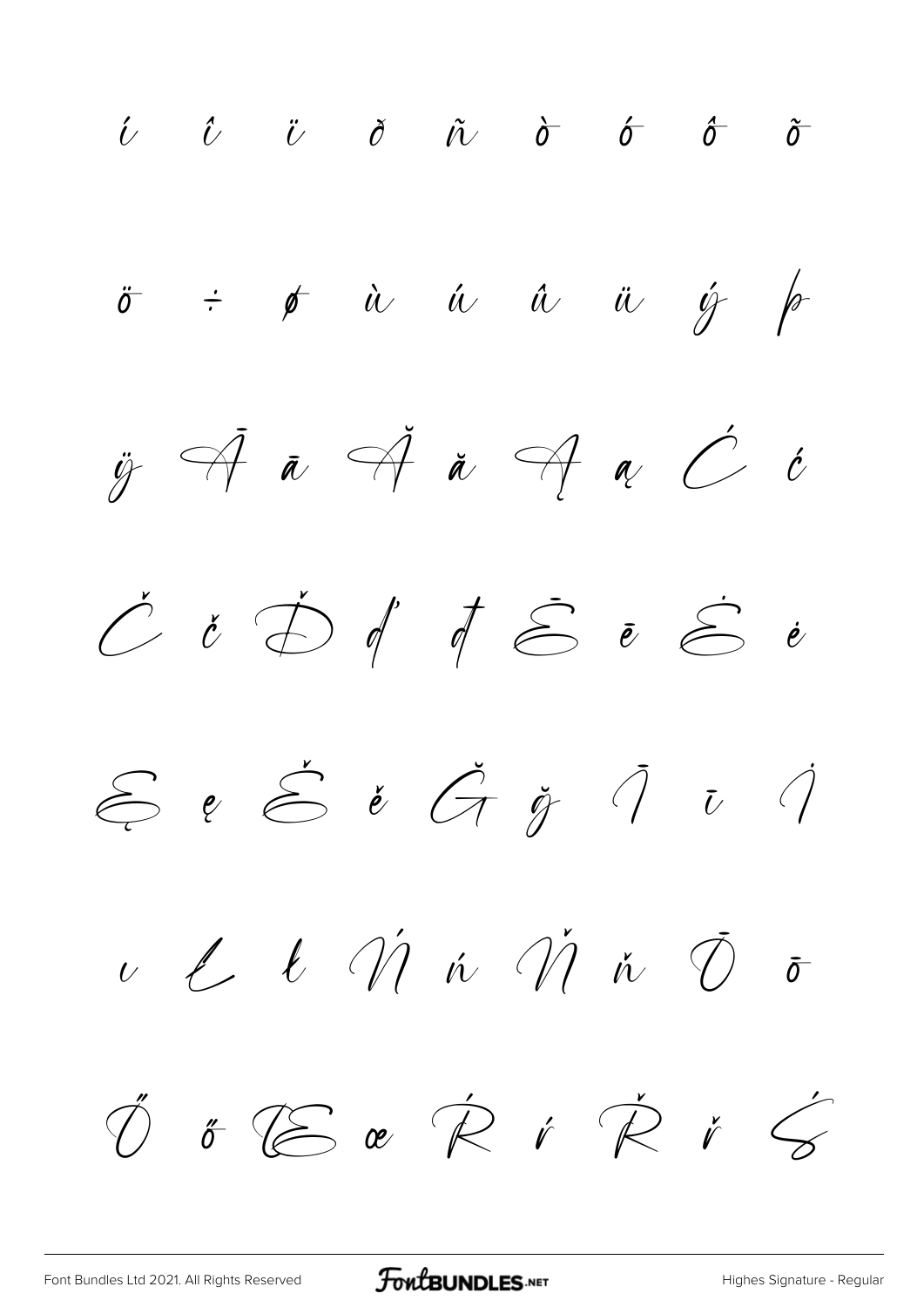í î ï ð ñ ò ó ô õ

ö ÷ ø ù ú û ü ý þ

ÿ Ā ā Ă ă Ą ą Ć ć

Č č Ď ď đ Ē ē Ė ė

Ę ę Ě ě Ğ ğ Ī ī İ

ı Ł ł Ń ń Ň ň Ō ō

Ő ő Œ œ Ŕ ŕ Ř ř Ś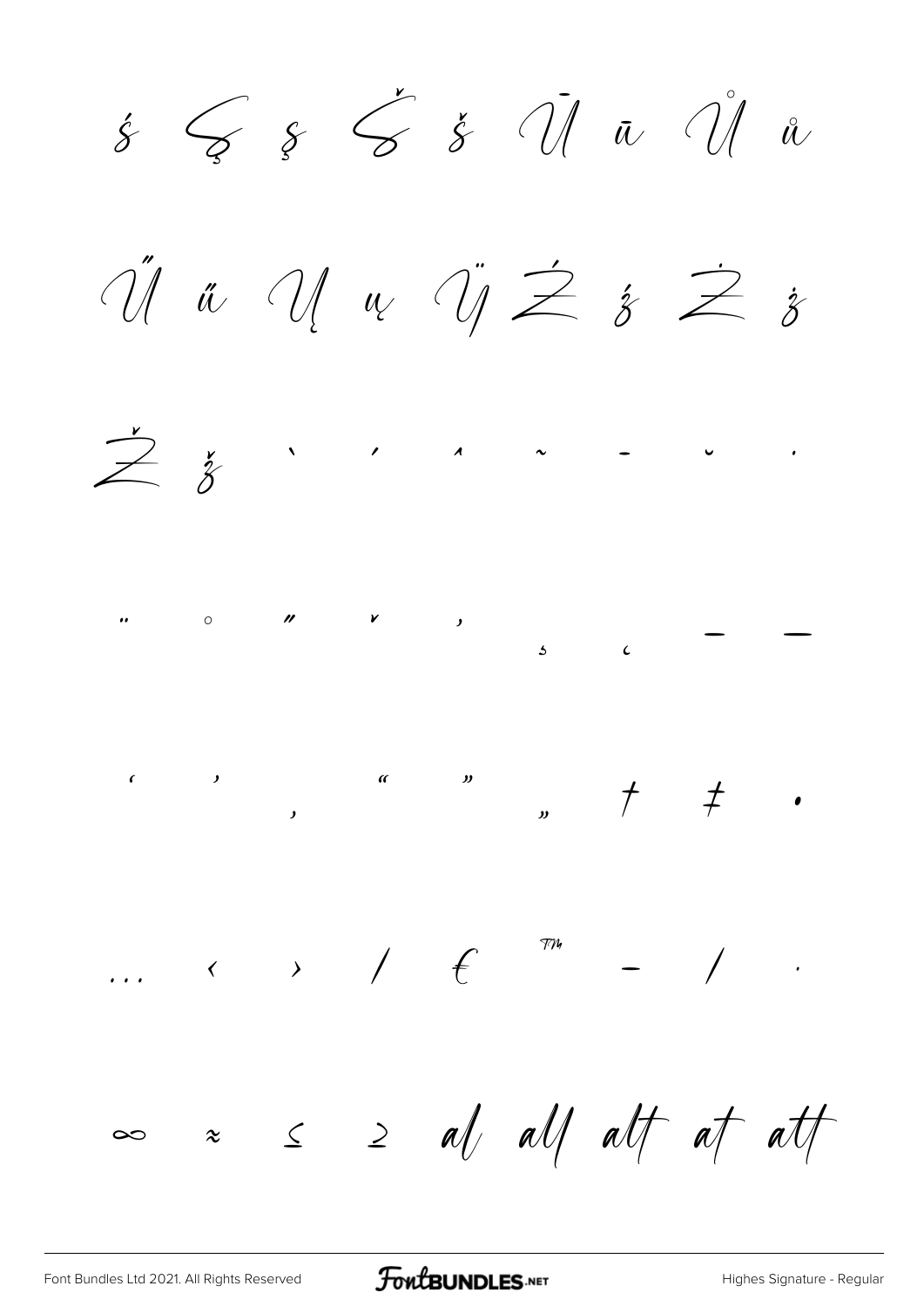ś Ş ş Š š Ū ū Ů ů

Ű ű Ų ų Ÿ Ź ź Ż ż

Ž ž ` ´ ˆ ˜ ¯ ˘ ˙

¨ ˚ ˝ ˇ ' ¸ ˛ – —

' ' ‚ " " „ † ‡ •

… ‹ › ⁄ € ™ − ∕ ·

∞ ≈ ≤ ≥ al all alt at att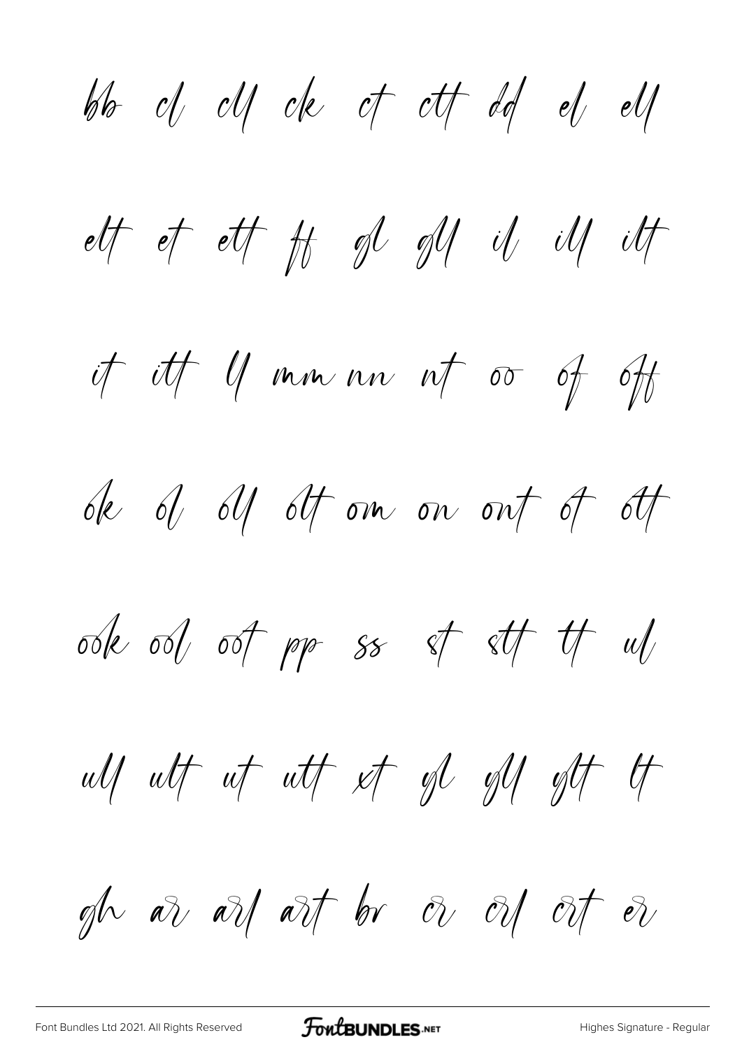bb cl cll ck ct ctt dd el ell

elt et ett ff gl gll il ill ilt

it itt ll mm nn nt oo of off

ok ol oll olt om on ont ot ott

ook ool oot pp ss st stt tt ul

ull ult ut utt xt yl yll ylt lt

gh ar arl art br cr crl crt er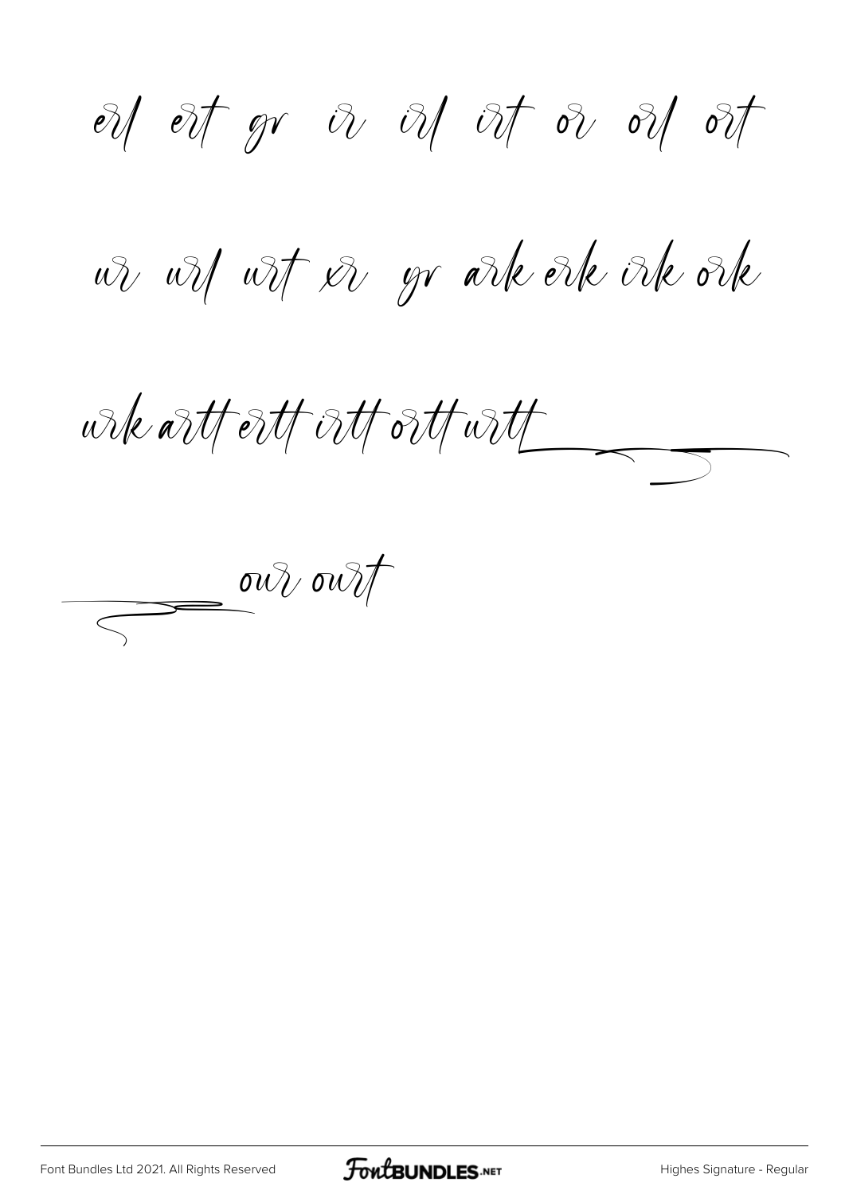erl ert gr ir irl irt or orl ort

ur url urt xr yr ark erk irk ork

urk artt ertt irtt ortt urtt

our ourt